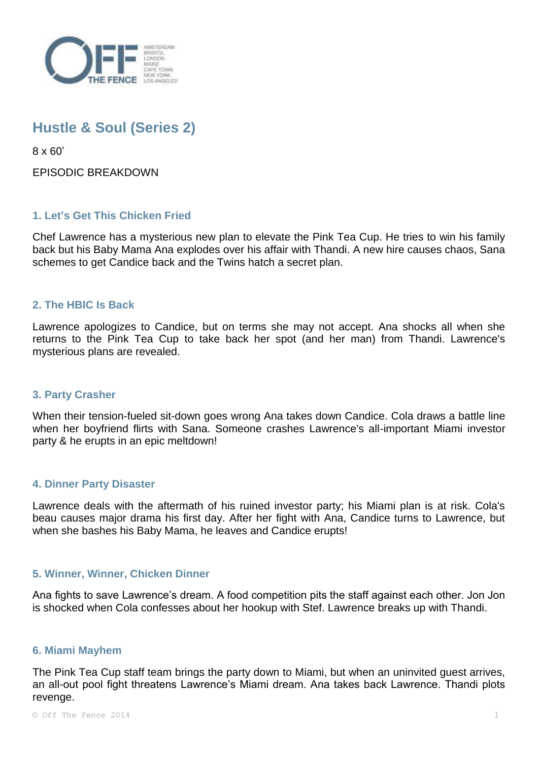OFF THE FENCE

AMSTERDAM
BRISTOL
LONDON
MAINZ
CAPE TOWN
NEW YORK
LOS ANGELES

# Hustle & Soul (Series 2)

8 x 60'

EPISODIC BREAKDOWN

### 1. Let's Get This Chicken Fried

Chef Lawrence has a mysterious new plan to elevate the Pink Tea Cup. He tries to win his family back but his Baby Mama Ana explodes over his affair with Thandi. A new hire causes chaos, Sana schemes to get Candice back and the Twins hatch a secret plan.

### 2. The HBIC Is Back

Lawrence apologizes to Candice, but on terms she may not accept. Ana shocks all when she returns to the Pink Tea Cup to take back her spot (and her man) from Thandi. Lawrence's mysterious plans are revealed.

### 3. Party Crasher

When their tension-fueled sit-down goes wrong Ana takes down Candice. Cola draws a battle line when her boyfriend flirts with Sana. Someone crashes Lawrence's all-important Miami investor party & he erupts in an epic meltdown!

### 4. Dinner Party Disaster

Lawrence deals with the aftermath of his ruined investor party; his Miami plan is at risk. Cola's beau causes major drama his first day. After her fight with Ana, Candice turns to Lawrence, but when she bashes his Baby Mama, he leaves and Candice erupts!

### 5. Winner, Winner, Chicken Dinner

Ana fights to save Lawrence's dream. A food competition pits the staff against each other. Jon Jon is shocked when Cola confesses about her hookup with Stef. Lawrence breaks up with Thandi.

### 6. Miami Mayhem

The Pink Tea Cup staff team brings the party down to Miami, but when an uninvited guest arrives, an all-out pool fight threatens Lawrence's Miami dream. Ana takes back Lawrence. Thandi plots revenge.

© Off The Fence 2014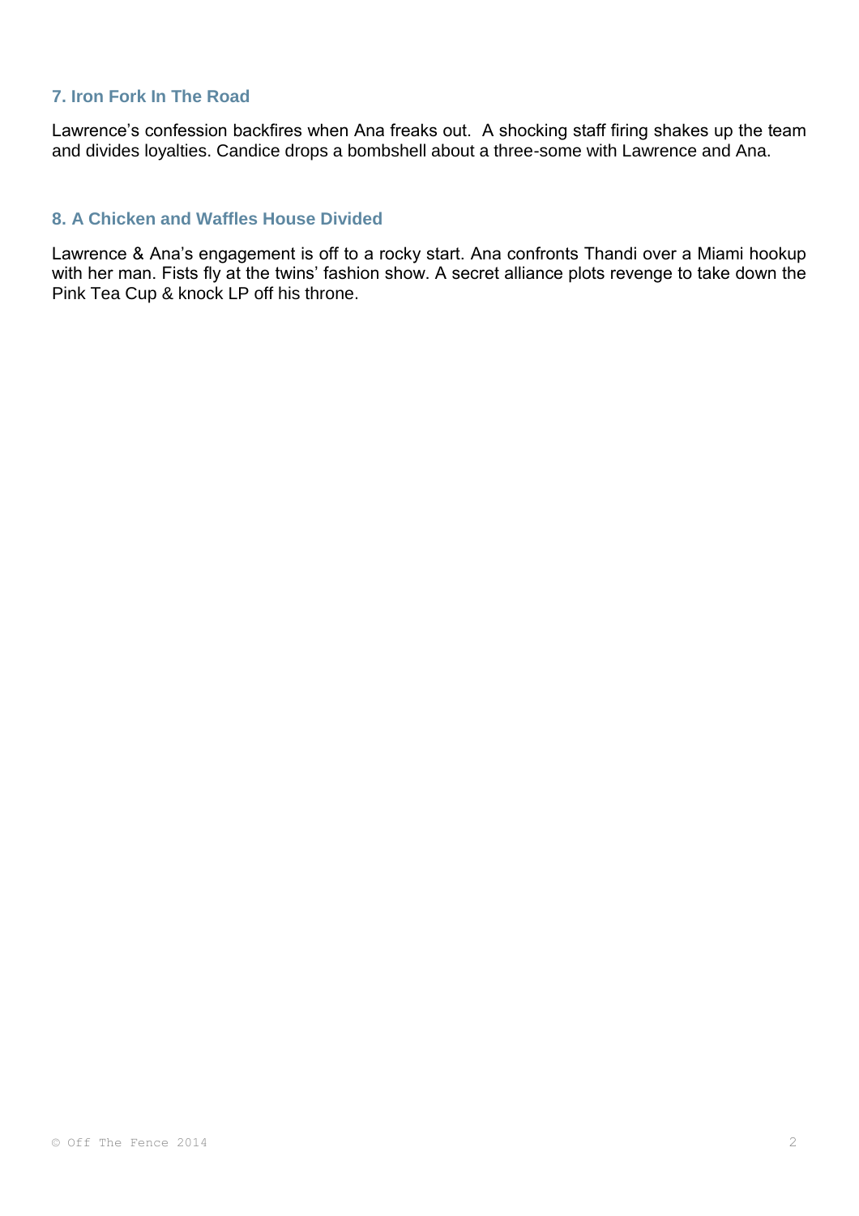### 7. Iron Fork In The Road

Lawrence's confession backfires when Ana freaks out. A shocking staff firing shakes up the team and divides loyalties. Candice drops a bombshell about a three-some with Lawrence and Ana.

### 8. A Chicken and Waffles House Divided

Lawrence & Ana's engagement is off to a rocky start. Ana confronts Thandi over a Miami hookup with her man. Fists fly at the twins' fashion show. A secret alliance plots revenge to take down the Pink Tea Cup & knock LP off his throne.

© Off The Fence 2014